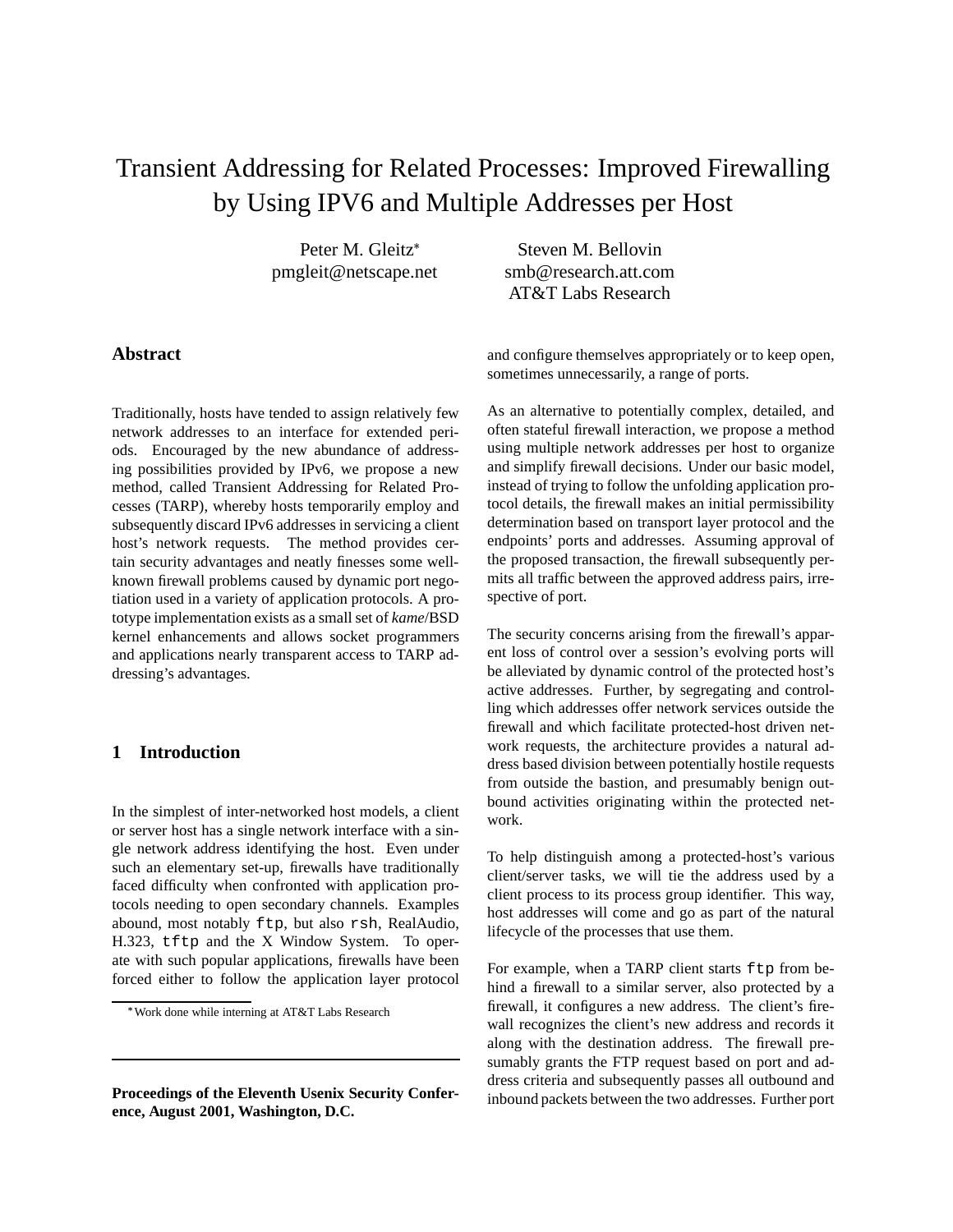# Transient Addressing for Related Processes: Improved Firewalling by Using IPV6 and Multiple Addresses per Host

Peter M. Gleitz[*]
pmgleit@netscape.net

Steven M. Bellovin
smb@research.att.com
AT&T Labs Research

## Abstract

Traditionally, hosts have tended to assign relatively few network addresses to an interface for extended periods. Encouraged by the new abundance of addressing possibilities provided by IPv6, we propose a new method, called Transient Addressing for Related Processes (TARP), whereby hosts temporarily employ and subsequently discard IPv6 addresses in servicing a client host's network requests. The method provides certain security advantages and neatly finesses some well-known firewall problems caused by dynamic port negotiation used in a variety of application protocols. A prototype implementation exists as a small set of *kame*/BSD kernel enhancements and allows socket programmers and applications nearly transparent access to TARP addressing's advantages.

## 1 Introduction

In the simplest of inter-networked host models, a client or server host has a single network interface with a single network address identifying the host. Even under such an elementary set-up, firewalls have traditionally faced difficulty when confronted with application protocols needing to open secondary channels. Examples abound, most notably `ftp`, but also `rsh`, RealAudio, H.323, `tftp` and the X Window System. To operate with such popular applications, firewalls have been forced either to follow the application layer protocol and configure themselves appropriately or to keep open, sometimes unnecessarily, a range of ports.

As an alternative to potentially complex, detailed, and often stateful firewall interaction, we propose a method using multiple network addresses per host to organize and simplify firewall decisions. Under our basic model, instead of trying to follow the unfolding application protocol details, the firewall makes an initial permissibility determination based on transport layer protocol and the endpoints' ports and addresses. Assuming approval of the proposed transaction, the firewall subsequently permits all traffic between the approved address pairs, irrespective of port.

The security concerns arising from the firewall's apparent loss of control over a session's evolving ports will be alleviated by dynamic control of the protected host's active addresses. Further, by segregating and controlling which addresses offer network services outside the firewall and which facilitate protected-host driven network requests, the architecture provides a natural address based division between potentially hostile requests from outside the bastion, and presumably benign outbound activities originating within the protected network.

To help distinguish among a protected-host's various client/server tasks, we will tie the address used by a client process to its process group identifier. This way, host addresses will come and go as part of the natural lifecycle of the processes that use them.

For example, when a TARP client starts `ftp` from behind a firewall to a similar server, also protected by a firewall, it configures a new address. The client's firewall recognizes the client's new address and records it along with the destination address. The firewall presumably grants the FTP request based on port and address criteria and subsequently passes all outbound and inbound packets between the two addresses. Further port

[*] Work done while interning at AT&T Labs Research

**Proceedings of the Eleventh Usenix Security Conference, August 2001, Washington, D.C.**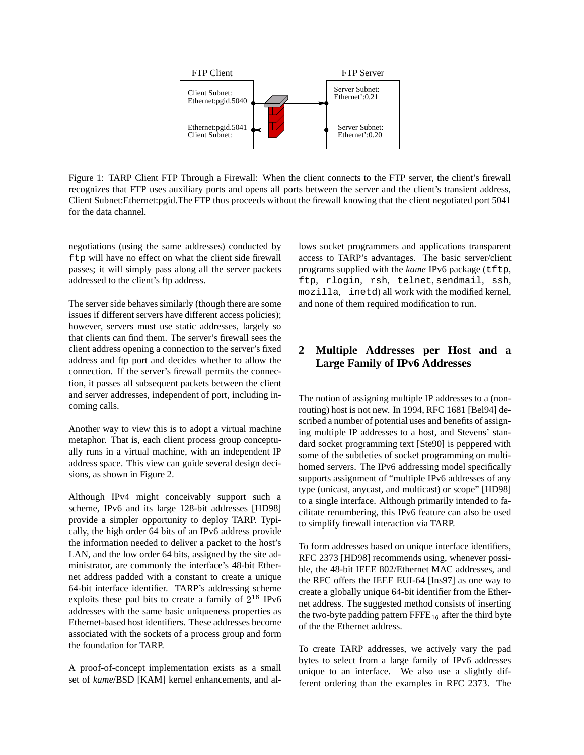FTP Client

Client Subnet:
Ethernet:pgid.5040

Ethernet:pgid.5041
Client Subnet:

FTP Server

Server Subnet:
Ethernet':0.21

Server Subnet:
Ethernet':0.20

Figure 1: TARP Client FTP Through a Firewall: When the client connects to the FTP server, the client's firewall recognizes that FTP uses auxiliary ports and opens all ports between the server and the client's transient address, Client Subnet:Ethernet:pgid.The FTP thus proceeds without the firewall knowing that the client negotiated port 5041 for the data channel.

negotiations (using the same addresses) conducted by `ftp` will have no effect on what the client side firewall passes; it will simply pass along all the server packets addressed to the client's ftp address.

The server side behaves similarly (though there are some issues if different servers have different access policies); however, servers must use static addresses, largely so that clients can find them. The server's firewall sees the client address opening a connection to the server's fixed address and ftp port and decides whether to allow the connection. If the server's firewall permits the connection, it passes all subsequent packets between the client and server addresses, independent of port, including incoming calls.

Another way to view this is to adopt a virtual machine metaphor. That is, each client process group conceptually runs in a virtual machine, with an independent IP address space. This view can guide several design decisions, as shown in Figure 2.

Although IPv4 might conceivably support such a scheme, IPv6 and its large 128-bit addresses [HD98] provide a simpler opportunity to deploy TARP. Typically, the high order 64 bits of an IPv6 address provide the information needed to deliver a packet to the host's LAN, and the low order 64 bits, assigned by the site administrator, are commonly the interface's 48-bit Ethernet address padded with a constant to create a unique 64-bit interface identifier. TARP's addressing scheme exploits these pad bits to create a family of $2^{16}$ IPv6 addresses with the same basic uniqueness properties as Ethernet-based host identifiers. These addresses become associated with the sockets of a process group and form the foundation for TARP.

A proof-of-concept implementation exists as a small set of *kame*/BSD [KAM] kernel enhancements, and allows socket programmers and applications transparent access to TARP's advantages. The basic server/client programs supplied with the *kame* IPv6 package (`tftp`, `ftp`, `rlogin`, `rsh`, `telnet`, `sendmail`, `ssh`, `mozilla`, `inetd`) all work with the modified kernel, and none of them required modification to run.

## 2 Multiple Addresses per Host and a Large Family of IPv6 Addresses

The notion of assigning multiple IP addresses to a (non-routing) host is not new. In 1994, RFC 1681 [Bel94] described a number of potential uses and benefits of assigning multiple IP addresses to a host, and Stevens' standard socket programming text [Ste90] is peppered with some of the subtleties of socket programming on multi-homed servers. The IPv6 addressing model specifically supports assignment of "multiple IPv6 addresses of any type (unicast, anycast, and multicast) or scope" [HD98] to a single interface. Although primarily intended to facilitate renumbering, this IPv6 feature can also be used to simplify firewall interaction via TARP.

To form addresses based on unique interface identifiers, RFC 2373 [HD98] recommends using, whenever possible, the 48-bit IEEE 802/Ethernet MAC addresses, and the RFC offers the IEEE EUI-64 [Ins97] as one way to create a globally unique 64-bit identifier from the Ethernet address. The suggested method consists of inserting the two-byte padding pattern $\text{FFFE}_{16}$ after the third byte of the the Ethernet address.

To create TARP addresses, we actively vary the pad bytes to select from a large family of IPv6 addresses unique to an interface. We also use a slightly different ordering than the examples in RFC 2373. The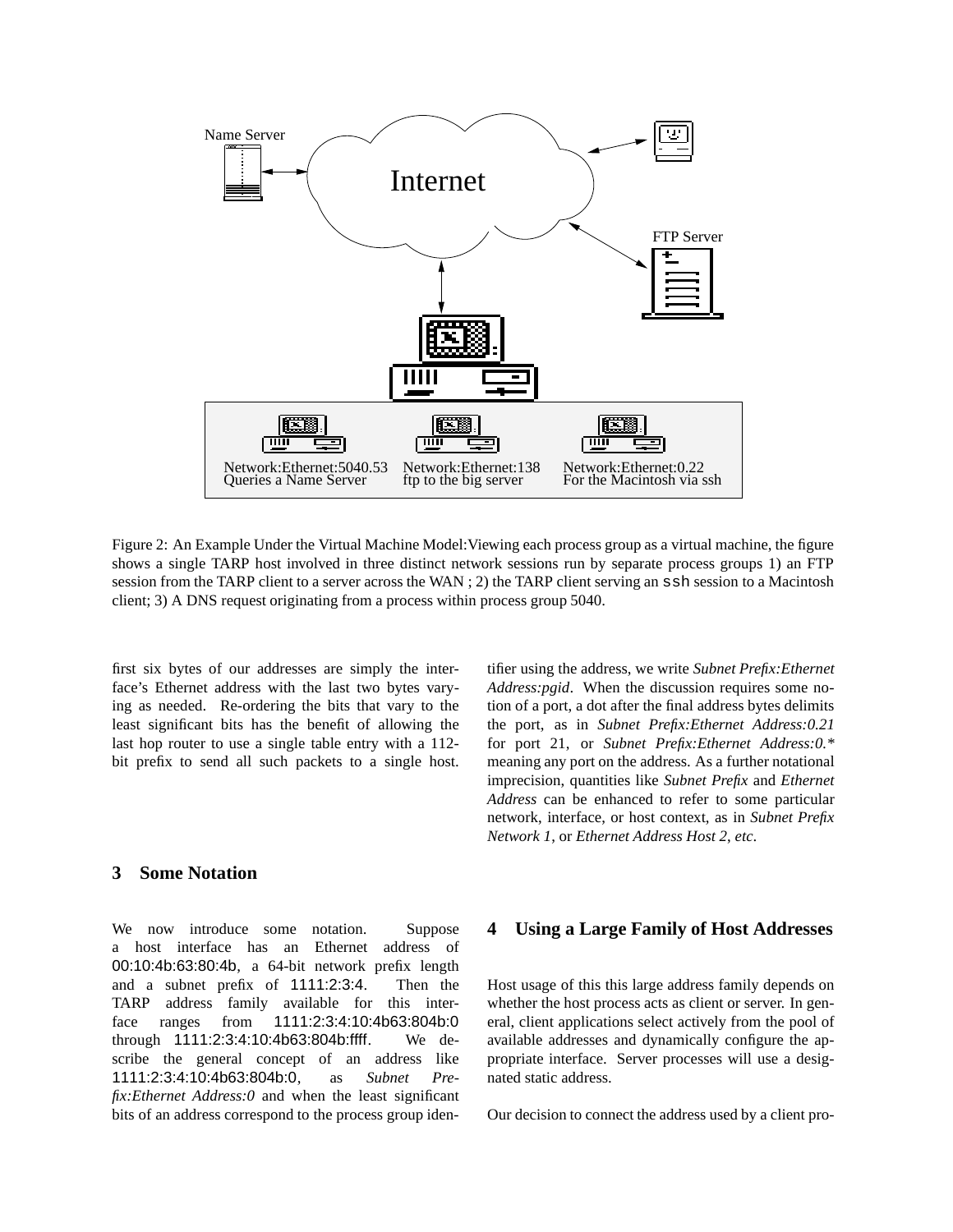Name Server

Internet

FTP Server

Network:Ethernet:5040.53
Queries a Name Server

Network:Ethernet:138
ftp to the big server

Network:Ethernet:0.22
For the Macintosh via ssh

Figure 2: An Example Under the Virtual Machine Model:Viewing each process group as a virtual machine, the figure shows a single TARP host involved in three distinct network sessions run by separate process groups 1) an FTP session from the TARP client to a server across the WAN ; 2) the TARP client serving an `ssh` session to a Macintosh client; 3) A DNS request originating from a process within process group 5040.

first six bytes of our addresses are simply the interface's Ethernet address with the last two bytes varying as needed. Re-ordering the bits that vary to the least significant bits has the benefit of allowing the last hop router to use a single table entry with a 112-bit prefix to send all such packets to a single host.

## 3 Some Notation

We now introduce some notation. Suppose a host interface has an Ethernet address of 00:10:4b:63:80:4b, a 64-bit network prefix length and a subnet prefix of 1111:2:3:4. Then the TARP address family available for this interface ranges from 1111:2:3:4:10:4b63:804b:0 through 1111:2:3:4:10:4b63:804b:ffff. We describe the general concept of an address like 1111:2:3:4:10:4b63:804b:0, as *Subnet Prefix:Ethernet Address:0* and when the least significant bits of an address correspond to the process group identifier using the address, we write *Subnet Prefix:Ethernet Address:pgid*. When the discussion requires some notion of a port, a dot after the final address bytes delimits the port, as in *Subnet Prefix:Ethernet Address:0.21* for port 21, or *Subnet Prefix:Ethernet Address:0.** meaning any port on the address. As a further notational imprecision, quantities like *Subnet Prefix* and *Ethernet Address* can be enhanced to refer to some particular network, interface, or host context, as in *Subnet Prefix Network 1*, or *Ethernet Address Host 2, etc*.

## 4 Using a Large Family of Host Addresses

Host usage of this this large address family depends on whether the host process acts as client or server. In general, client applications select actively from the pool of available addresses and dynamically configure the appropriate interface. Server processes will use a designated static address.

Our decision to connect the address used by a client pro-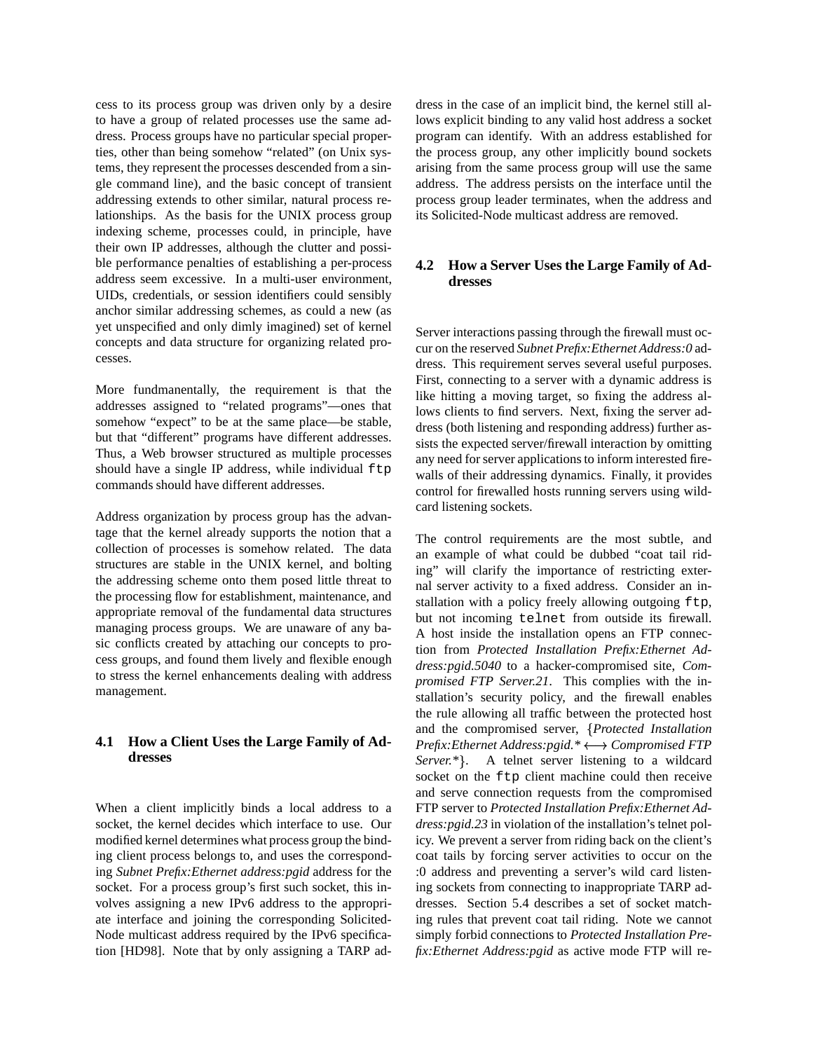cess to its process group was driven only by a desire to have a group of related processes use the same address. Process groups have no particular special properties, other than being somehow "related" (on Unix systems, they represent the processes descended from a single command line), and the basic concept of transient addressing extends to other similar, natural process relationships. As the basis for the UNIX process group indexing scheme, processes could, in principle, have their own IP addresses, although the clutter and possible performance penalties of establishing a per-process address seem excessive. In a multi-user environment, UIDs, credentials, or session identifiers could sensibly anchor similar addressing schemes, as could a new (as yet unspecified and only dimly imagined) set of kernel concepts and data structure for organizing related processes.

More fundmanentally, the requirement is that the addresses assigned to "related programs"—ones that somehow "expect" to be at the same place—be stable, but that "different" programs have different addresses. Thus, a Web browser structured as multiple processes should have a single IP address, while individual `ftp` commands should have different addresses.

Address organization by process group has the advantage that the kernel already supports the notion that a collection of processes is somehow related. The data structures are stable in the UNIX kernel, and bolting the addressing scheme onto them posed little threat to the processing flow for establishment, maintenance, and appropriate removal of the fundamental data structures managing process groups. We are unaware of any basic conflicts created by attaching our concepts to process groups, and found them lively and flexible enough to stress the kernel enhancements dealing with address management.

### 4.1 How a Client Uses the Large Family of Addresses

When a client implicitly binds a local address to a socket, the kernel decides which interface to use. Our modified kernel determines what process group the binding client process belongs to, and uses the corresponding *Subnet Prefix:Ethernet address:pgid* address for the socket. For a process group's first such socket, this involves assigning a new IPv6 address to the appropriate interface and joining the corresponding Solicited-Node multicast address required by the IPv6 specification [HD98]. Note that by only assigning a TARP address in the case of an implicit bind, the kernel still allows explicit binding to any valid host address a socket program can identify. With an address established for the process group, any other implicitly bound sockets arising from the same process group will use the same address. The address persists on the interface until the process group leader terminates, when the address and its Solicited-Node multicast address are removed.

### 4.2 How a Server Uses the Large Family of Addresses

Server interactions passing through the firewall must occur on the reserved *Subnet Prefix:Ethernet Address:0* address. This requirement serves several useful purposes. First, connecting to a server with a dynamic address is like hitting a moving target, so fixing the address allows clients to find servers. Next, fixing the server address (both listening and responding address) further assists the expected server/firewall interaction by omitting any need for server applications to inform interested firewalls of their addressing dynamics. Finally, it provides control for firewalled hosts running servers using wildcard listening sockets.

The control requirements are the most subtle, and an example of what could be dubbed "coat tail riding" will clarify the importance of restricting external server activity to a fixed address. Consider an installation with a policy freely allowing outgoing `ftp`, but not incoming `telnet` from outside its firewall. A host inside the installation opens an FTP connection from *Protected Installation Prefix:Ethernet Address:pgid.5040* to a hacker-compromised site, *Compromised FTP Server.21*. This complies with the installation's security policy, and the firewall enables the rule allowing all traffic between the protected host and the compromised server, {*Protected Installation Prefix:Ethernet Address:pgid.\** $\longleftrightarrow$ *Compromised FTP Server.\**}. A telnet server listening to a wildcard socket on the `ftp` client machine could then receive and serve connection requests from the compromised FTP server to *Protected Installation Prefix:Ethernet Address:pgid.23* in violation of the installation's telnet policy. We prevent a server from riding back on the client's coat tails by forcing server activities to occur on the :0 address and preventing a server's wild card listening sockets from connecting to inappropriate TARP addresses. Section 5.4 describes a set of socket matching rules that prevent coat tail riding. Note we cannot simply forbid connections to *Protected Installation Prefix:Ethernet Address:pgid* as active mode FTP will re-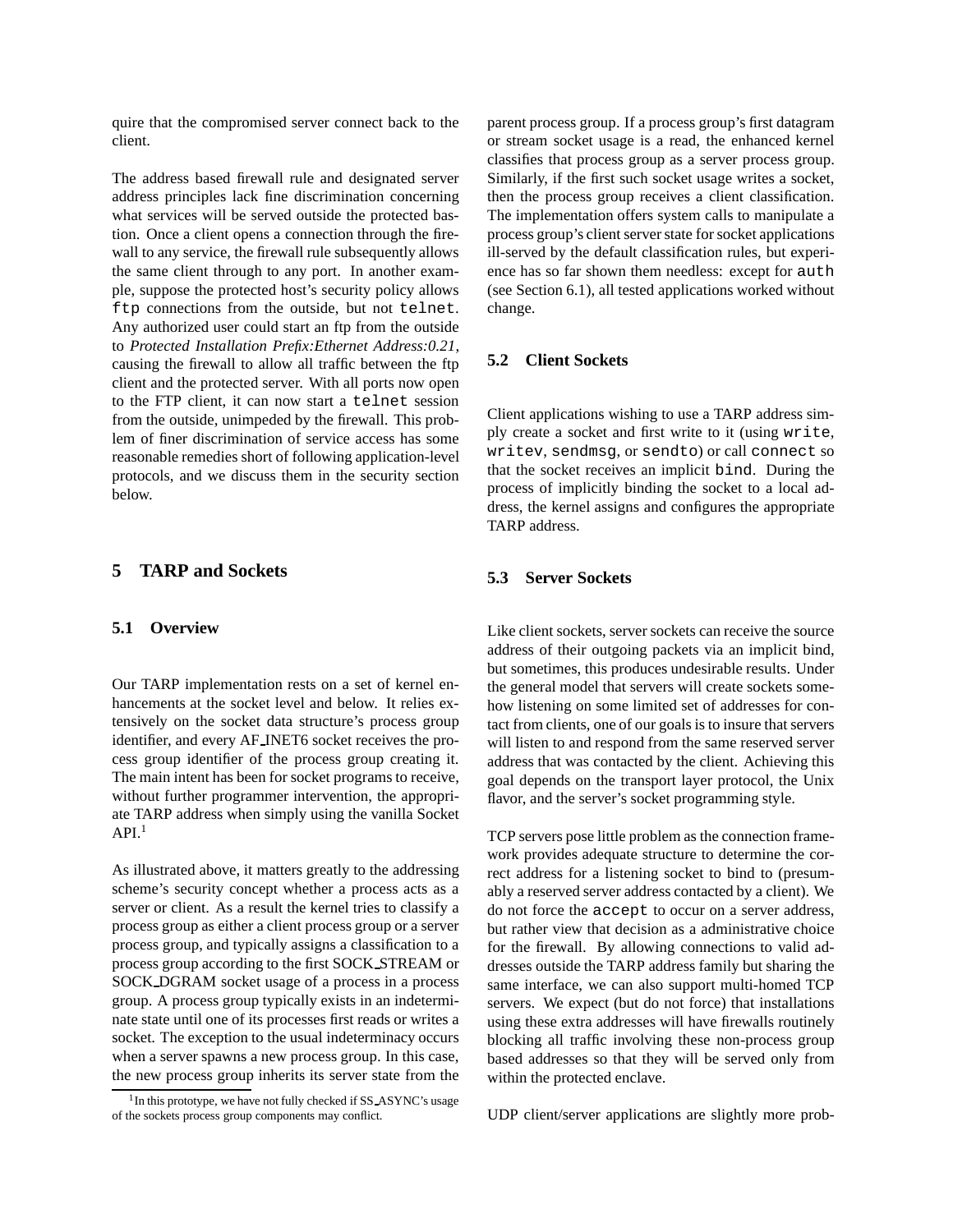quire that the compromised server connect back to the client.

The address based firewall rule and designated server address principles lack fine discrimination concerning what services will be served outside the protected bastion. Once a client opens a connection through the firewall to any service, the firewall rule subsequently allows the same client through to any port. In another example, suppose the protected host's security policy allows `ftp` connections from the outside, but not `telnet`. Any authorized user could start an ftp from the outside to *Protected Installation Prefix:Ethernet Address:0.21*, causing the firewall to allow all traffic between the ftp client and the protected server. With all ports now open to the FTP client, it can now start a `telnet` session from the outside, unimpeded by the firewall. This problem of finer discrimination of service access has some reasonable remedies short of following application-level protocols, and we discuss them in the security section below.

# 5 TARP and Sockets

## 5.1 Overview

Our TARP implementation rests on a set of kernel enhancements at the socket level and below. It relies extensively on the socket data structure's process group identifier, and every AF_INET6 socket receives the process group identifier of the process group creating it. The main intent has been for socket programs to receive, without further programmer intervention, the appropriate TARP address when simply using the vanilla Socket API.[1]

As illustrated above, it matters greatly to the addressing scheme's security concept whether a process acts as a server or client. As a result the kernel tries to classify a process group as either a client process group or a server process group, and typically assigns a classification to a process group according to the first SOCK_STREAM or SOCK_DGRAM socket usage of a process in a process group. A process group typically exists in an indeterminate state until one of its processes first reads or writes a socket. The exception to the usual indeterminacy occurs when a server spawns a new process group. In this case, the new process group inherits its server state from the parent process group. If a process group's first datagram or stream socket usage is a read, the enhanced kernel classifies that process group as a server process group. Similarly, if the first such socket usage writes a socket, then the process group receives a client classification. The implementation offers system calls to manipulate a process group's client server state for socket applications ill-served by the default classification rules, but experience has so far shown them needless: except for `auth` (see Section 6.1), all tested applications worked without change.

[1] In this prototype, we have not fully checked if SS_ASYNC's usage of the sockets process group components may conflict.

## 5.2 Client Sockets

Client applications wishing to use a TARP address simply create a socket and first write to it (using `write`, `writev`, `sendmsg`, or `sendto`) or call `connect` so that the socket receives an implicit `bind`. During the process of implicitly binding the socket to a local address, the kernel assigns and configures the appropriate TARP address.

## 5.3 Server Sockets

Like client sockets, server sockets can receive the source address of their outgoing packets via an implicit bind, but sometimes, this produces undesirable results. Under the general model that servers will create sockets somehow listening on some limited set of addresses for contact from clients, one of our goals is to insure that servers will listen to and respond from the same reserved server address that was contacted by the client. Achieving this goal depends on the transport layer protocol, the Unix flavor, and the server's socket programming style.

TCP servers pose little problem as the connection framework provides adequate structure to determine the correct address for a listening socket to bind to (presumably a reserved server address contacted by a client). We do not force the `accept` to occur on a server address, but rather view that decision as a administrative choice for the firewall. By allowing connections to valid addresses outside the TARP address family but sharing the same interface, we can also support multi-homed TCP servers. We expect (but do not force) that installations using these extra addresses will have firewalls routinely blocking all traffic involving these non-process group based addresses so that they will be served only from within the protected enclave.

UDP client/server applications are slightly more prob-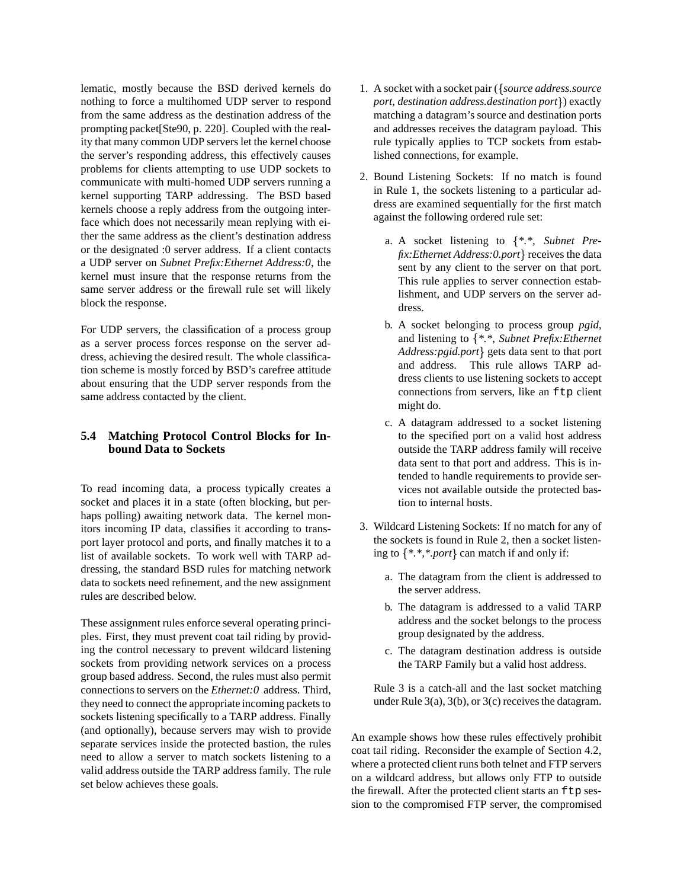lematic, mostly because the BSD derived kernels do nothing to force a multihomed UDP server to respond from the same address as the destination address of the prompting packet[Ste90, p. 220]. Coupled with the reality that many common UDP servers let the kernel choose the server's responding address, this effectively causes problems for clients attempting to use UDP sockets to communicate with multi-homed UDP servers running a kernel supporting TARP addressing. The BSD based kernels choose a reply address from the outgoing interface which does not necessarily mean replying with either the same address as the client's destination address or the designated :0 server address. If a client contacts a UDP server on *Subnet Prefix:Ethernet Address:0*, the kernel must insure that the response returns from the same server address or the firewall rule set will likely block the response.

For UDP servers, the classification of a process group as a server process forces response on the server address, achieving the desired result. The whole classification scheme is mostly forced by BSD's carefree attitude about ensuring that the UDP server responds from the same address contacted by the client.

### 5.4 Matching Protocol Control Blocks for Inbound Data to Sockets

To read incoming data, a process typically creates a socket and places it in a state (often blocking, but perhaps polling) awaiting network data. The kernel monitors incoming IP data, classifies it according to transport layer protocol and ports, and finally matches it to a list of available sockets. To work well with TARP addressing, the standard BSD rules for matching network data to sockets need refinement, and the new assignment rules are described below.

These assignment rules enforce several operating principles. First, they must prevent coat tail riding by providing the control necessary to prevent wildcard listening sockets from providing network services on a process group based address. Second, the rules must also permit connections to servers on the *Ethernet:0* address. Third, they need to connect the appropriate incoming packets to sockets listening specifically to a TARP address. Finally (and optionally), because servers may wish to provide separate services inside the protected bastion, the rules need to allow a server to match sockets listening to a valid address outside the TARP address family. The rule set below achieves these goals.

1. A socket with a socket pair ({*source address.source port, destination address.destination port*}) exactly matching a datagram's source and destination ports and addresses receives the datagram payload. This rule typically applies to TCP sockets from established connections, for example.

2. Bound Listening Sockets: If no match is found in Rule 1, the sockets listening to a particular address are examined sequentially for the first match against the following ordered rule set:

   a. A socket listening to {*\*.\*, Subnet Prefix:Ethernet Address:0.port*} receives the data sent by any client to the server on that port. This rule applies to server connection establishment, and UDP servers on the server address.

   b. A socket belonging to process group *pgid*, and listening to {*\*.\*, Subnet Prefix:Ethernet Address:pgid.port*} gets data sent to that port and address. This rule allows TARP address clients to use listening sockets to accept connections from servers, like an `ftp` client might do.

   c. A datagram addressed to a socket listening to the specified port on a valid host address outside the TARP address family will receive data sent to that port and address. This is intended to handle requirements to provide services not available outside the protected bastion to internal hosts.

3. Wildcard Listening Sockets: If no match for any of the sockets is found in Rule 2, then a socket listening to {*\*.\*,\*.port*} can match if and only if:

   a. The datagram from the client is addressed to the server address.

   b. The datagram is addressed to a valid TARP address and the socket belongs to the process group designated by the address.

   c. The datagram destination address is outside the TARP Family but a valid host address.

   Rule 3 is a catch-all and the last socket matching under Rule 3(a), 3(b), or 3(c) receives the datagram.

An example shows how these rules effectively prohibit coat tail riding. Reconsider the example of Section 4.2, where a protected client runs both telnet and FTP servers on a wildcard address, but allows only FTP to outside the firewall. After the protected client starts an `ftp` session to the compromised FTP server, the compromised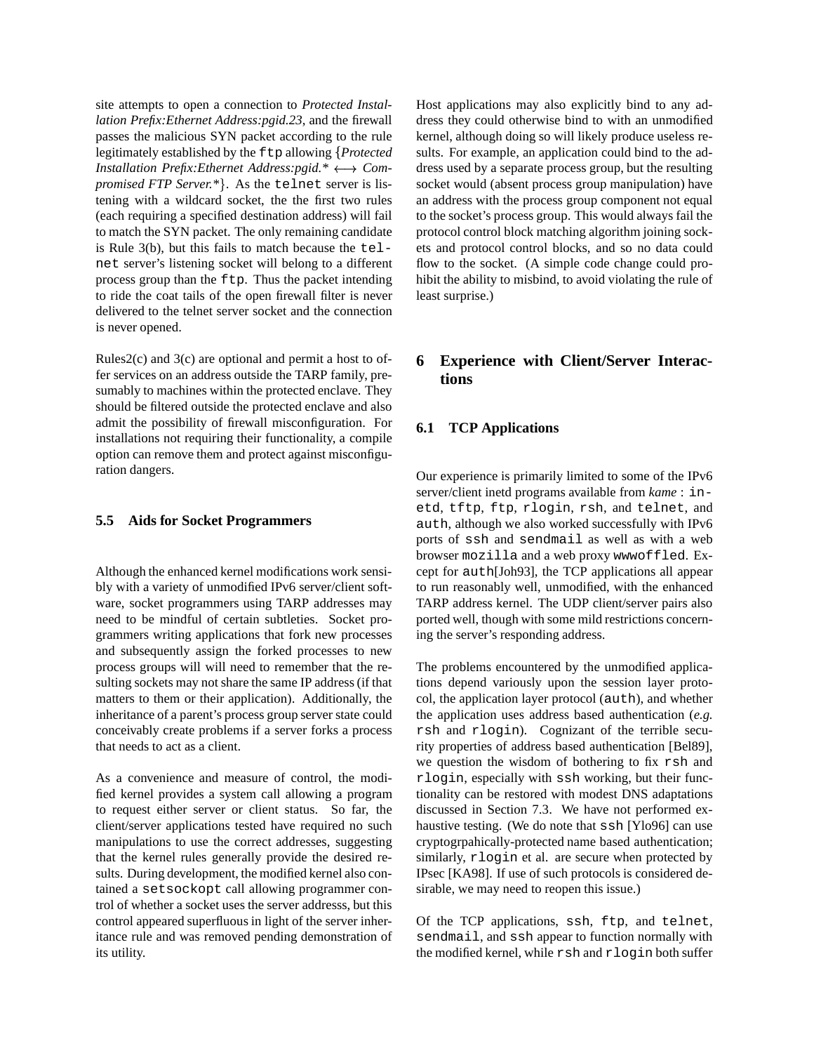site attempts to open a connection to *Protected Installation Prefix:Ethernet Address:pgid.23*, and the firewall passes the malicious SYN packet according to the rule legitimately established by the ftp allowing {*Protected Installation Prefix:Ethernet Address:pgid.\* $\longleftrightarrow$ Compromised FTP Server.\**}. As the telnet server is listening with a wildcard socket, the the first two rules (each requiring a specified destination address) will fail to match the SYN packet. The only remaining candidate is Rule 3(b), but this fails to match because the telnet server's listening socket will belong to a different process group than the ftp. Thus the packet intending to ride the coat tails of the open firewall filter is never delivered to the telnet server socket and the connection is never opened.

Rules2(c) and 3(c) are optional and permit a host to offer services on an address outside the TARP family, presumably to machines within the protected enclave. They should be filtered outside the protected enclave and also admit the possibility of firewall misconfiguration. For installations not requiring their functionality, a compile option can remove them and protect against misconfiguration dangers.

### 5.5 Aids for Socket Programmers

Although the enhanced kernel modifications work sensibly with a variety of unmodified IPv6 server/client software, socket programmers using TARP addresses may need to be mindful of certain subtleties. Socket programmers writing applications that fork new processes and subsequently assign the forked processes to new process groups will will need to remember that the resulting sockets may not share the same IP address (if that matters to them or their application). Additionally, the inheritance of a parent's process group server state could conceivably create problems if a server forks a process that needs to act as a client.

As a convenience and measure of control, the modified kernel provides a system call allowing a program to request either server or client status. So far, the client/server applications tested have required no such manipulations to use the correct addresses, suggesting that the kernel rules generally provide the desired results. During development, the modified kernel also contained a setsockopt call allowing programmer control of whether a socket uses the server addresss, but this control appeared superfluous in light of the server inheritance rule and was removed pending demonstration of its utility.

Host applications may also explicitly bind to any address they could otherwise bind to with an unmodified kernel, although doing so will likely produce useless results. For example, an application could bind to the address used by a separate process group, but the resulting socket would (absent process group manipulation) have an address with the process group component not equal to the socket's process group. This would always fail the protocol control block matching algorithm joining sockets and protocol control blocks, and so no data could flow to the socket. (A simple code change could prohibit the ability to misbind, to avoid violating the rule of least surprise.)

## 6 Experience with Client/Server Interactions

### 6.1 TCP Applications

Our experience is primarily limited to some of the IPv6 server/client inetd programs available from *kame* : inetd, tftp, ftp, rlogin, rsh, and telnet, and auth, although we also worked successfully with IPv6 ports of ssh and sendmail as well as with a web browser mozilla and a web proxy wwwoffled. Except for auth[Joh93], the TCP applications all appear to run reasonably well, unmodified, with the enhanced TARP address kernel. The UDP client/server pairs also ported well, though with some mild restrictions concerning the server's responding address.

The problems encountered by the unmodified applications depend variously upon the session layer protocol, the application layer protocol (auth), and whether the application uses address based authentication (*e.g.* rsh and rlogin). Cognizant of the terrible security properties of address based authentication [Bel89], we question the wisdom of bothering to fix rsh and rlogin, especially with ssh working, but their functionality can be restored with modest DNS adaptations discussed in Section 7.3. We have not performed exhaustive testing. (We do note that ssh [Ylo96] can use cryptogrpahically-protected name based authentication; similarly, rlogin et al. are secure when protected by IPsec [KA98]. If use of such protocols is considered desirable, we may need to reopen this issue.)

Of the TCP applications, ssh, ftp, and telnet, sendmail, and ssh appear to function normally with the modified kernel, while rsh and rlogin both suffer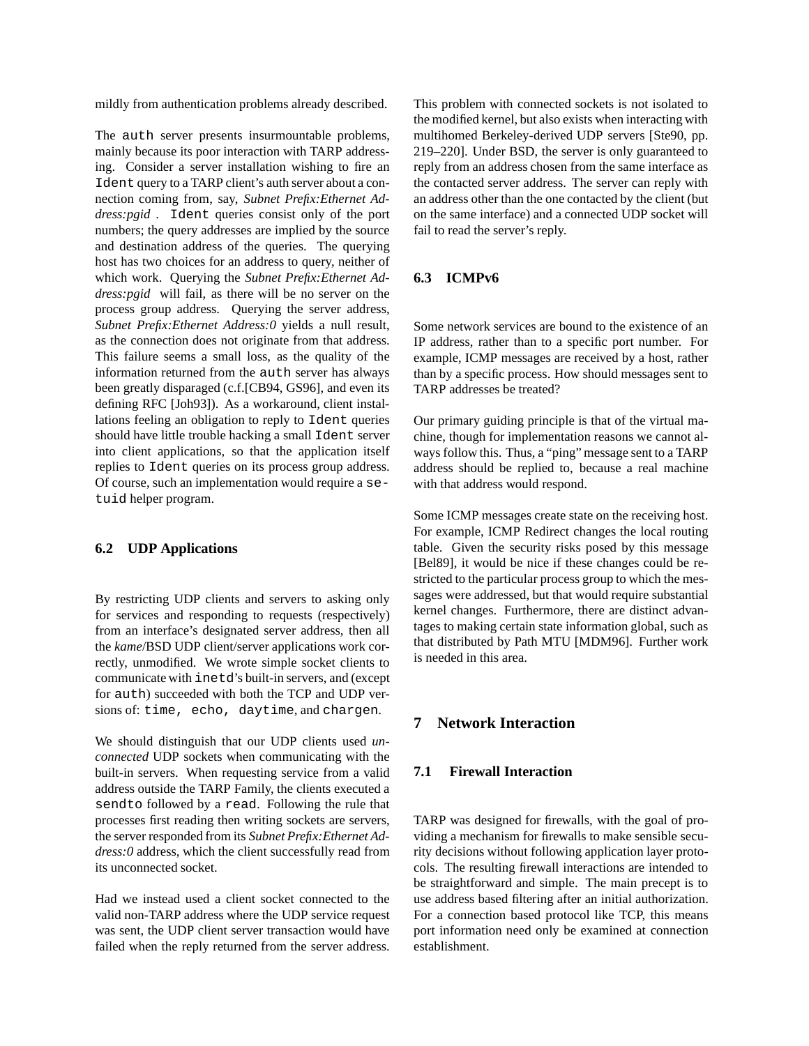mildly from authentication problems already described.

The `auth` server presents insurmountable problems, mainly because its poor interaction with TARP addressing. Consider a server installation wishing to fire an `Ident` query to a TARP client's auth server about a connection coming from, say, *Subnet Prefix:Ethernet Address:pgid* . `Ident` queries consist only of the port numbers; the query addresses are implied by the source and destination address of the queries. The querying host has two choices for an address to query, neither of which work. Querying the *Subnet Prefix:Ethernet Address:pgid* will fail, as there will be no server on the process group address. Querying the server address, *Subnet Prefix:Ethernet Address:0* yields a null result, as the connection does not originate from that address. This failure seems a small loss, as the quality of the information returned from the `auth` server has always been greatly disparaged (c.f.[CB94, GS96], and even its defining RFC [Joh93]). As a workaround, client installations feeling an obligation to reply to `Ident` queries should have little trouble hacking a small `Ident` server into client applications, so that the application itself replies to `Ident` queries on its process group address. Of course, such an implementation would require a `setuid` helper program.

### 6.2 UDP Applications

By restricting UDP clients and servers to asking only for services and responding to requests (respectively) from an interface's designated server address, then all the *kame*/BSD UDP client/server applications work correctly, unmodified. We wrote simple socket clients to communicate with `inetd`'s built-in servers, and (except for `auth`) succeeded with both the TCP and UDP versions of: `time, echo, daytime`, and `chargen`.

We should distinguish that our UDP clients used *unconnected* UDP sockets when communicating with the built-in servers. When requesting service from a valid address outside the TARP Family, the clients executed a `sendto` followed by a `read`. Following the rule that processes first reading then writing sockets are servers, the server responded from its *Subnet Prefix:Ethernet Address:0* address, which the client successfully read from its unconnected socket.

Had we instead used a client socket connected to the valid non-TARP address where the UDP service request was sent, the UDP client server transaction would have failed when the reply returned from the server address. This problem with connected sockets is not isolated to the modified kernel, but also exists when interacting with multihomed Berkeley-derived UDP servers [Ste90, pp. 219–220]. Under BSD, the server is only guaranteed to reply from an address chosen from the same interface as the contacted server address. The server can reply with an address other than the one contacted by the client (but on the same interface) and a connected UDP socket will fail to read the server's reply.

### 6.3 ICMPv6

Some network services are bound to the existence of an IP address, rather than to a specific port number. For example, ICMP messages are received by a host, rather than by a specific process. How should messages sent to TARP addresses be treated?

Our primary guiding principle is that of the virtual machine, though for implementation reasons we cannot always follow this. Thus, a "ping" message sent to a TARP address should be replied to, because a real machine with that address would respond.

Some ICMP messages create state on the receiving host. For example, ICMP Redirect changes the local routing table. Given the security risks posed by this message [Bel89], it would be nice if these changes could be restricted to the particular process group to which the messages were addressed, but that would require substantial kernel changes. Furthermore, there are distinct advantages to making certain state information global, such as that distributed by Path MTU [MDM96]. Further work is needed in this area.

## 7 Network Interaction

### 7.1 Firewall Interaction

TARP was designed for firewalls, with the goal of providing a mechanism for firewalls to make sensible security decisions without following application layer protocols. The resulting firewall interactions are intended to be straightforward and simple. The main precept is to use address based filtering after an initial authorization. For a connection based protocol like TCP, this means port information need only be examined at connection establishment.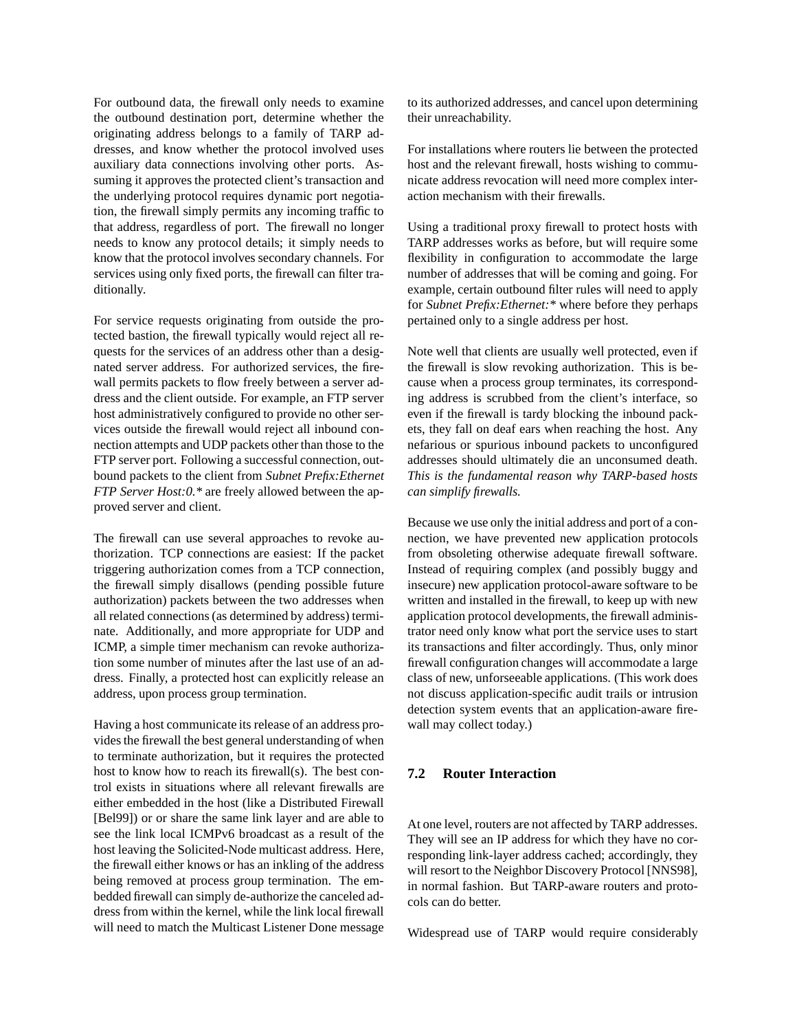For outbound data, the firewall only needs to examine the outbound destination port, determine whether the originating address belongs to a family of TARP addresses, and know whether the protocol involved uses auxiliary data connections involving other ports. Assuming it approves the protected client's transaction and the underlying protocol requires dynamic port negotiation, the firewall simply permits any incoming traffic to that address, regardless of port. The firewall no longer needs to know any protocol details; it simply needs to know that the protocol involves secondary channels. For services using only fixed ports, the firewall can filter traditionally.

For service requests originating from outside the protected bastion, the firewall typically would reject all requests for the services of an address other than a designated server address. For authorized services, the firewall permits packets to flow freely between a server address and the client outside. For example, an FTP server host administratively configured to provide no other services outside the firewall would reject all inbound connection attempts and UDP packets other than those to the FTP server port. Following a successful connection, outbound packets to the client from *Subnet Prefix:Ethernet FTP Server Host:0.** are freely allowed between the approved server and client.

The firewall can use several approaches to revoke authorization. TCP connections are easiest: If the packet triggering authorization comes from a TCP connection, the firewall simply disallows (pending possible future authorization) packets between the two addresses when all related connections (as determined by address) terminate. Additionally, and more appropriate for UDP and ICMP, a simple timer mechanism can revoke authorization some number of minutes after the last use of an address. Finally, a protected host can explicitly release an address, upon process group termination.

Having a host communicate its release of an address provides the firewall the best general understanding of when to terminate authorization, but it requires the protected host to know how to reach its firewall(s). The best control exists in situations where all relevant firewalls are either embedded in the host (like a Distributed Firewall [Bel99]) or or share the same link layer and are able to see the link local ICMPv6 broadcast as a result of the host leaving the Solicited-Node multicast address. Here, the firewall either knows or has an inkling of the address being removed at process group termination. The embedded firewall can simply de-authorize the canceled address from within the kernel, while the link local firewall will need to match the Multicast Listener Done message to its authorized addresses, and cancel upon determining their unreachability.

For installations where routers lie between the protected host and the relevant firewall, hosts wishing to communicate address revocation will need more complex interaction mechanism with their firewalls.

Using a traditional proxy firewall to protect hosts with TARP addresses works as before, but will require some flexibility in configuration to accommodate the large number of addresses that will be coming and going. For example, certain outbound filter rules will need to apply for *Subnet Prefix:Ethernet:** where before they perhaps pertained only to a single address per host.

Note well that clients are usually well protected, even if the firewall is slow revoking authorization. This is because when a process group terminates, its corresponding address is scrubbed from the client's interface, so even if the firewall is tardy blocking the inbound packets, they fall on deaf ears when reaching the host. Any nefarious or spurious inbound packets to unconfigured addresses should ultimately die an unconsumed death. *This is the fundamental reason why TARP-based hosts can simplify firewalls.*

Because we use only the initial address and port of a connection, we have prevented new application protocols from obsoleting otherwise adequate firewall software. Instead of requiring complex (and possibly buggy and insecure) new application protocol-aware software to be written and installed in the firewall, to keep up with new application protocol developments, the firewall administrator need only know what port the service uses to start its transactions and filter accordingly. Thus, only minor firewall configuration changes will accommodate a large class of new, unforseeable applications. (This work does not discuss application-specific audit trails or intrusion detection system events that an application-aware firewall may collect today.)

### 7.2 Router Interaction

At one level, routers are not affected by TARP addresses. They will see an IP address for which they have no corresponding link-layer address cached; accordingly, they will resort to the Neighbor Discovery Protocol [NNS98], in normal fashion. But TARP-aware routers and protocols can do better.

Widespread use of TARP would require considerably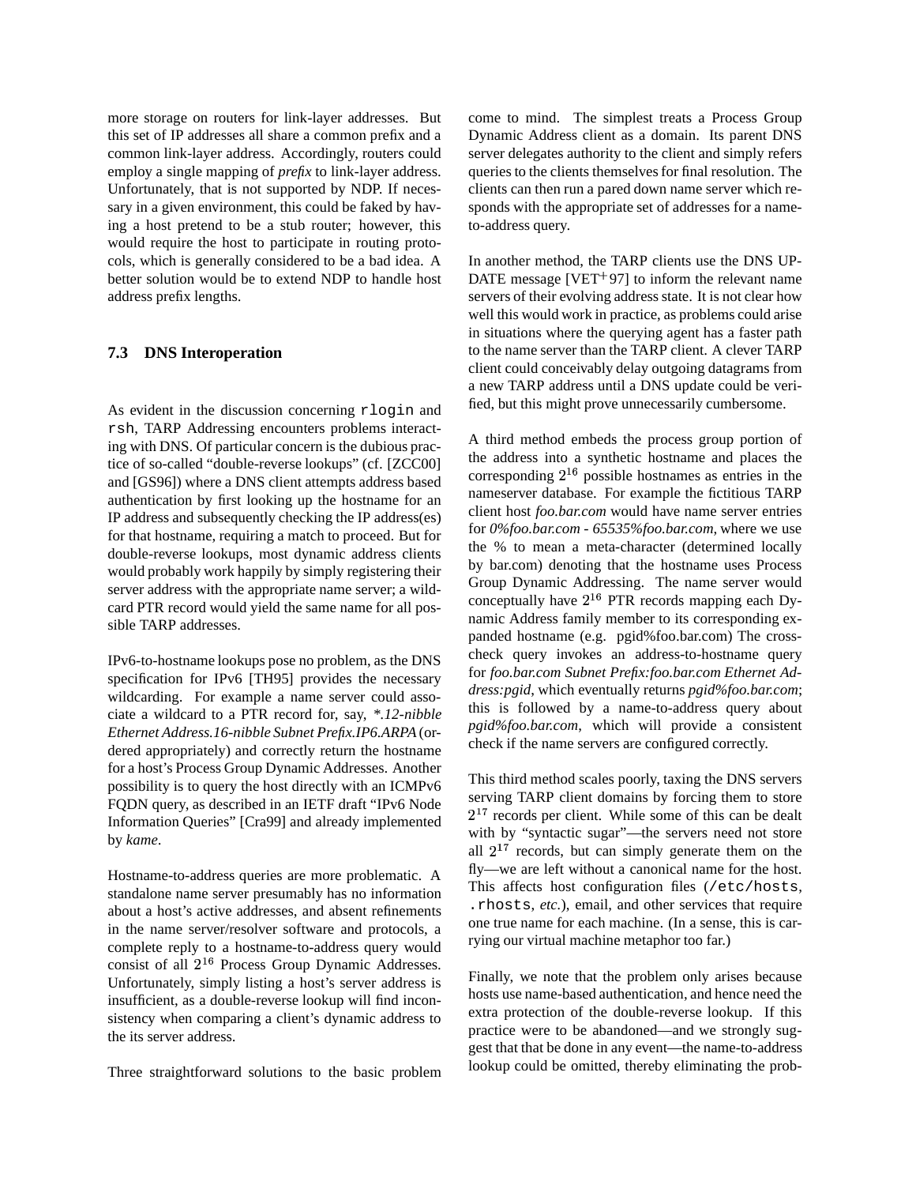more storage on routers for link-layer addresses. But this set of IP addresses all share a common prefix and a common link-layer address. Accordingly, routers could employ a single mapping of *prefix* to link-layer address. Unfortunately, that is not supported by NDP. If necessary in a given environment, this could be faked by having a host pretend to be a stub router; however, this would require the host to participate in routing protocols, which is generally considered to be a bad idea. A better solution would be to extend NDP to handle host address prefix lengths.

### 7.3 DNS Interoperation

As evident in the discussion concerning `rlogin` and `rsh`, TARP Addressing encounters problems interacting with DNS. Of particular concern is the dubious practice of so-called "double-reverse lookups" (cf. [ZCC00] and [GS96]) where a DNS client attempts address based authentication by first looking up the hostname for an IP address and subsequently checking the IP address(es) for that hostname, requiring a match to proceed. But for double-reverse lookups, most dynamic address clients would probably work happily by simply registering their server address with the appropriate name server; a wildcard PTR record would yield the same name for all possible TARP addresses.

IPv6-to-hostname lookups pose no problem, as the DNS specification for IPv6 [TH95] provides the necessary wildcarding. For example a name server could associate a wildcard to a PTR record for, say, *\*.12-nibble Ethernet Address.16-nibble Subnet Prefix.IP6.ARPA* (ordered appropriately) and correctly return the hostname for a host's Process Group Dynamic Addresses. Another possibility is to query the host directly with an ICMPv6 FQDN query, as described in an IETF draft "IPv6 Node Information Queries" [Cra99] and already implemented by *kame*.

Hostname-to-address queries are more problematic. A standalone name server presumably has no information about a host's active addresses, and absent refinements in the name server/resolver software and protocols, a complete reply to a hostname-to-address query would consist of all $2^{16}$ Process Group Dynamic Addresses. Unfortunately, simply listing a host's server address is insufficient, as a double-reverse lookup will find inconsistency when comparing a client's dynamic address to the its server address.

Three straightforward solutions to the basic problem come to mind. The simplest treats a Process Group Dynamic Address client as a domain. Its parent DNS server delegates authority to the client and simply refers queries to the clients themselves for final resolution. The clients can then run a pared down name server which responds with the appropriate set of addresses for a name-to-address query.

In another method, the TARP clients use the DNS UPDATE message [VET+97] to inform the relevant name servers of their evolving address state. It is not clear how well this would work in practice, as problems could arise in situations where the querying agent has a faster path to the name server than the TARP client. A clever TARP client could conceivably delay outgoing datagrams from a new TARP address until a DNS update could be verified, but this might prove unnecessarily cumbersome.

A third method embeds the process group portion of the address into a synthetic hostname and places the corresponding $2^{16}$ possible hostnames as entries in the nameserver database. For example the fictitious TARP client host *foo.bar.com* would have name server entries for *0%foo.bar.com - 65535%foo.bar.com*, where we use the % to mean a meta-character (determined locally by bar.com) denoting that the hostname uses Process Group Dynamic Addressing. The name server would conceptually have $2^{16}$ PTR records mapping each Dynamic Address family member to its corresponding expanded hostname (e.g. pgid%foo.bar.com) The cross-check query invokes an address-to-hostname query for *foo.bar.com Subnet Prefix:foo.bar.com Ethernet Address:pgid*, which eventually returns *pgid%foo.bar.com*; this is followed by a name-to-address query about *pgid%foo.bar.com*, which will provide a consistent check if the name servers are configured correctly.

This third method scales poorly, taxing the DNS servers serving TARP client domains by forcing them to store $2^{17}$ records per client. While some of this can be dealt with by "syntactic sugar"—the servers need not store all $2^{17}$ records, but can simply generate them on the fly—we are left without a canonical name for the host. This affects host configuration files (`/etc/hosts`, `.rhosts`, *etc.*), email, and other services that require one true name for each machine. (In a sense, this is carrying our virtual machine metaphor too far.)

Finally, we note that the problem only arises because hosts use name-based authentication, and hence need the extra protection of the double-reverse lookup. If this practice were to be abandoned—and we strongly suggest that that be done in any event—the name-to-address lookup could be omitted, thereby eliminating the prob-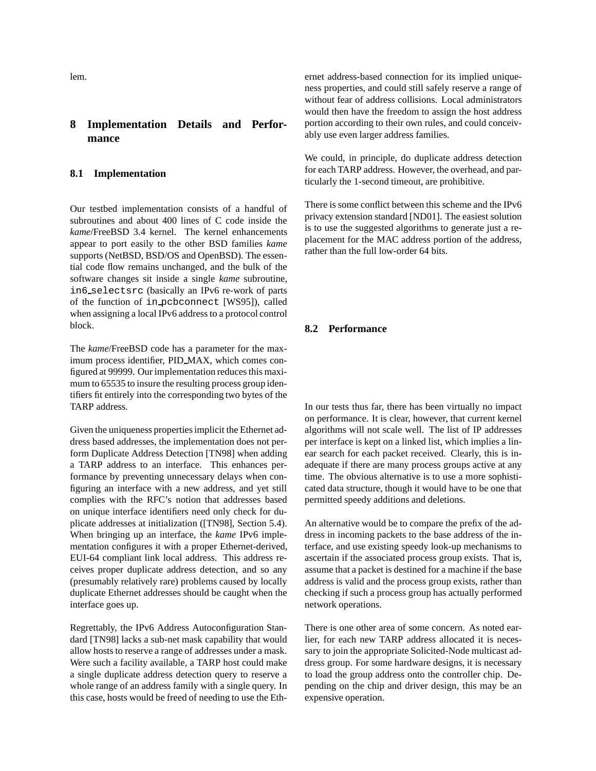lem.

## 8 Implementation Details and Performance

### 8.1 Implementation

Our testbed implementation consists of a handful of subroutines and about 400 lines of C code inside the *kame*/FreeBSD 3.4 kernel. The kernel enhancements appear to port easily to the other BSD families *kame* supports (NetBSD, BSD/OS and OpenBSD). The essential code flow remains unchanged, and the bulk of the software changes sit inside a single *kame* subroutine, `in6_selectsrc` (basically an IPv6 re-work of parts of the function of `in_pcbconnect` [WS95]), called when assigning a local IPv6 address to a protocol control block.

The *kame*/FreeBSD code has a parameter for the maximum process identifier, PID_MAX, which comes configured at 99999. Our implementation reduces this maximum to 65535 to insure the resulting process group identifiers fit entirely into the corresponding two bytes of the TARP address.

Given the uniqueness properties implicit the Ethernet address based addresses, the implementation does not perform Duplicate Address Detection [TN98] when adding a TARP address to an interface. This enhances performance by preventing unnecessary delays when configuring an interface with a new address, and yet still complies with the RFC's notion that addresses based on unique interface identifiers need only check for duplicate addresses at initialization ([TN98], Section 5.4). When bringing up an interface, the *kame* IPv6 implementation configures it with a proper Ethernet-derived, EUI-64 compliant link local address. This address receives proper duplicate address detection, and so any (presumably relatively rare) problems caused by locally duplicate Ethernet addresses should be caught when the interface goes up.

Regrettably, the IPv6 Address Autoconfiguration Standard [TN98] lacks a sub-net mask capability that would allow hosts to reserve a range of addresses under a mask. Were such a facility available, a TARP host could make a single duplicate address detection query to reserve a whole range of an address family with a single query. In this case, hosts would be freed of needing to use the Ethernet address-based connection for its implied uniqueness properties, and could still safely reserve a range of without fear of address collisions. Local administrators would then have the freedom to assign the host address portion according to their own rules, and could conceivably use even larger address families.

We could, in principle, do duplicate address detection for each TARP address. However, the overhead, and particularly the 1-second timeout, are prohibitive.

There is some conflict between this scheme and the IPv6 privacy extension standard [ND01]. The easiest solution is to use the suggested algorithms to generate just a replacement for the MAC address portion of the address, rather than the full low-order 64 bits.

### 8.2 Performance

In our tests thus far, there has been virtually no impact on performance. It is clear, however, that current kernel algorithms will not scale well. The list of IP addresses per interface is kept on a linked list, which implies a linear search for each packet received. Clearly, this is inadequate if there are many process groups active at any time. The obvious alternative is to use a more sophisticated data structure, though it would have to be one that permitted speedy additions and deletions.

An alternative would be to compare the prefix of the address in incoming packets to the base address of the interface, and use existing speedy look-up mechanisms to ascertain if the associated process group exists. That is, assume that a packet is destined for a machine if the base address is valid and the process group exists, rather than checking if such a process group has actually performed network operations.

There is one other area of some concern. As noted earlier, for each new TARP address allocated it is necessary to join the appropriate Solicited-Node multicast address group. For some hardware designs, it is necessary to load the group address onto the controller chip. Depending on the chip and driver design, this may be an expensive operation.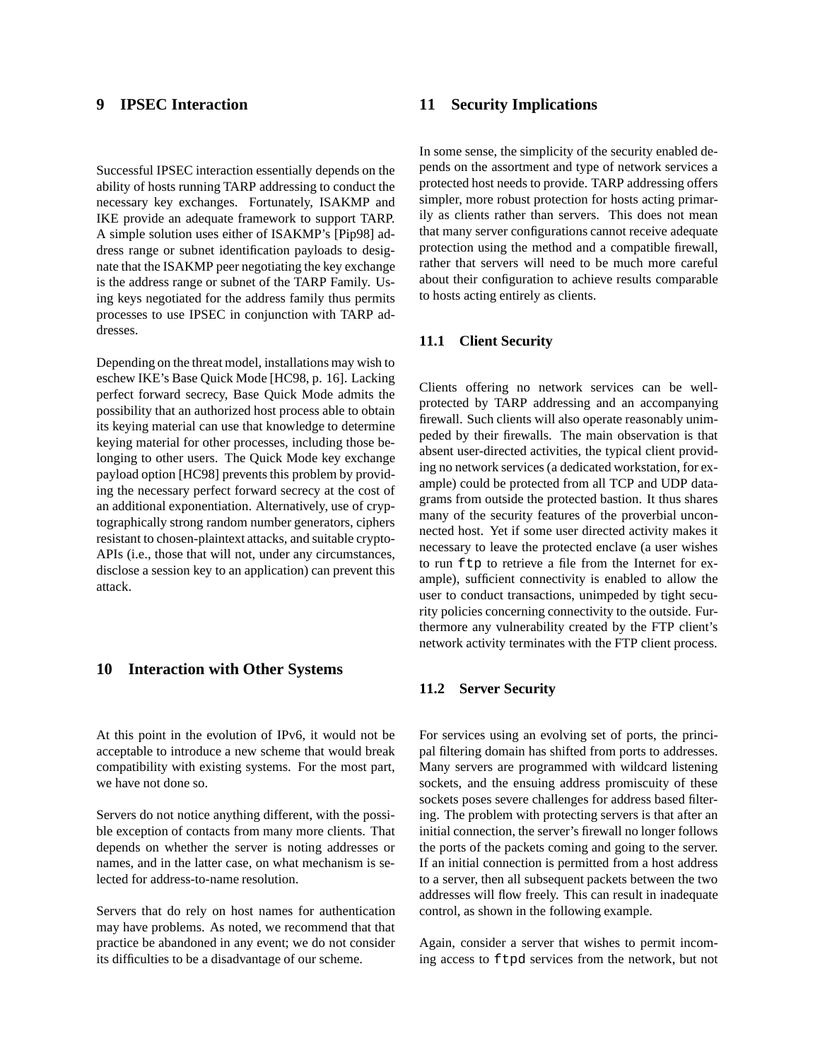## 9 IPSEC Interaction

Successful IPSEC interaction essentially depends on the ability of hosts running TARP addressing to conduct the necessary key exchanges. Fortunately, ISAKMP and IKE provide an adequate framework to support TARP. A simple solution uses either of ISAKMP's [Pip98] address range or subnet identification payloads to designate that the ISAKMP peer negotiating the key exchange is the address range or subnet of the TARP Family. Using keys negotiated for the address family thus permits processes to use IPSEC in conjunction with TARP addresses.

Depending on the threat model, installations may wish to eschew IKE's Base Quick Mode [HC98, p. 16]. Lacking perfect forward secrecy, Base Quick Mode admits the possibility that an authorized host process able to obtain its keying material can use that knowledge to determine keying material for other processes, including those belonging to other users. The Quick Mode key exchange payload option [HC98] prevents this problem by providing the necessary perfect forward secrecy at the cost of an additional exponentiation. Alternatively, use of cryptographically strong random number generators, ciphers resistant to chosen-plaintext attacks, and suitable crypto-APIs (i.e., those that will not, under any circumstances, disclose a session key to an application) can prevent this attack.

## 10 Interaction with Other Systems

At this point in the evolution of IPv6, it would not be acceptable to introduce a new scheme that would break compatibility with existing systems. For the most part, we have not done so.

Servers do not notice anything different, with the possible exception of contacts from many more clients. That depends on whether the server is noting addresses or names, and in the latter case, on what mechanism is selected for address-to-name resolution.

Servers that do rely on host names for authentication may have problems. As noted, we recommend that that practice be abandoned in any event; we do not consider its difficulties to be a disadvantage of our scheme.

## 11 Security Implications

In some sense, the simplicity of the security enabled depends on the assortment and type of network services a protected host needs to provide. TARP addressing offers simpler, more robust protection for hosts acting primarily as clients rather than servers. This does not mean that many server configurations cannot receive adequate protection using the method and a compatible firewall, rather that servers will need to be much more careful about their configuration to achieve results comparable to hosts acting entirely as clients.

### 11.1 Client Security

Clients offering no network services can be well-protected by TARP addressing and an accompanying firewall. Such clients will also operate reasonably unimpeded by their firewalls. The main observation is that absent user-directed activities, the typical client providing no network services (a dedicated workstation, for example) could be protected from all TCP and UDP datagrams from outside the protected bastion. It thus shares many of the security features of the proverbial unconnected host. Yet if some user directed activity makes it necessary to leave the protected enclave (a user wishes to run `ftp` to retrieve a file from the Internet for example), sufficient connectivity is enabled to allow the user to conduct transactions, unimpeded by tight security policies concerning connectivity to the outside. Furthermore any vulnerability created by the FTP client's network activity terminates with the FTP client process.

### 11.2 Server Security

For services using an evolving set of ports, the principal filtering domain has shifted from ports to addresses. Many servers are programmed with wildcard listening sockets, and the ensuing address promiscuity of these sockets poses severe challenges for address based filtering. The problem with protecting servers is that after an initial connection, the server's firewall no longer follows the ports of the packets coming and going to the server. If an initial connection is permitted from a host address to a server, then all subsequent packets between the two addresses will flow freely. This can result in inadequate control, as shown in the following example.

Again, consider a server that wishes to permit incoming access to `ftpd` services from the network, but not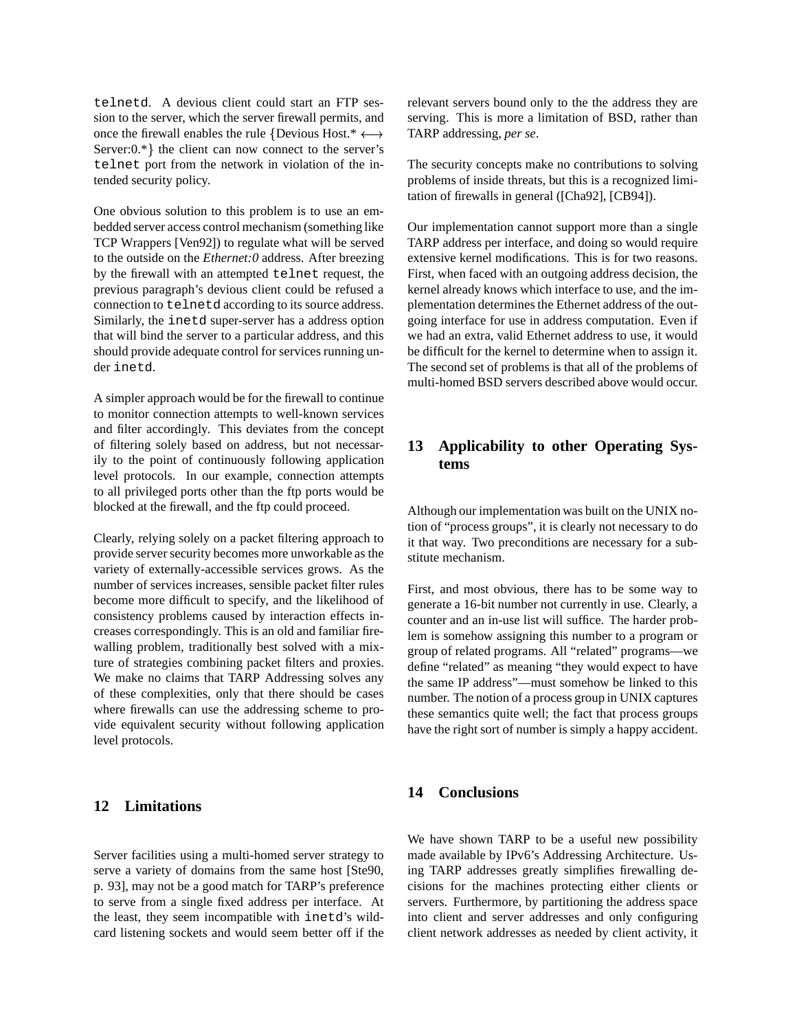`telnetd`. A devious client could start an FTP session to the server, which the server firewall permits, and once the firewall enables the rule {Devious Host.* ⟷ Server:0.*} the client can now connect to the server's `telnet` port from the network in violation of the intended security policy.

One obvious solution to this problem is to use an embedded server access control mechanism (something like TCP Wrappers [Ven92]) to regulate what will be served to the outside on the *Ethernet:0* address. After breezing by the firewall with an attempted `telnet` request, the previous paragraph's devious client could be refused a connection to `telnetd` according to its source address. Similarly, the `inetd` super-server has a address option that will bind the server to a particular address, and this should provide adequate control for services running under `inetd`.

A simpler approach would be for the firewall to continue to monitor connection attempts to well-known services and filter accordingly. This deviates from the concept of filtering solely based on address, but not necessarily to the point of continuously following application level protocols. In our example, connection attempts to all privileged ports other than the ftp ports would be blocked at the firewall, and the ftp could proceed.

Clearly, relying solely on a packet filtering approach to provide server security becomes more unworkable as the variety of externally-accessible services grows. As the number of services increases, sensible packet filter rules become more difficult to specify, and the likelihood of consistency problems caused by interaction effects increases correspondingly. This is an old and familiar firewalling problem, traditionally best solved with a mixture of strategies combining packet filters and proxies. We make no claims that TARP Addressing solves any of these complexities, only that there should be cases where firewalls can use the addressing scheme to provide equivalent security without following application level protocols.

## 12 Limitations

Server facilities using a multi-homed server strategy to serve a variety of domains from the same host [Ste90, p. 93], may not be a good match for TARP's preference to serve from a single fixed address per interface. At the least, they seem incompatible with `inetd`'s wildcard listening sockets and would seem better off if the relevant servers bound only to the the address they are serving. This is more a limitation of BSD, rather than TARP addressing, *per se*.

The security concepts make no contributions to solving problems of inside threats, but this is a recognized limitation of firewalls in general ([Cha92], [CB94]).

Our implementation cannot support more than a single TARP address per interface, and doing so would require extensive kernel modifications. This is for two reasons. First, when faced with an outgoing address decision, the kernel already knows which interface to use, and the implementation determines the Ethernet address of the outgoing interface for use in address computation. Even if we had an extra, valid Ethernet address to use, it would be difficult for the kernel to determine when to assign it. The second set of problems is that all of the problems of multi-homed BSD servers described above would occur.

## 13 Applicability to other Operating Systems

Although our implementation was built on the UNIX notion of "process groups", it is clearly not necessary to do it that way. Two preconditions are necessary for a substitute mechanism.

First, and most obvious, there has to be some way to generate a 16-bit number not currently in use. Clearly, a counter and an in-use list will suffice. The harder problem is somehow assigning this number to a program or group of related programs. All "related" programs—we define "related" as meaning "they would expect to have the same IP address"—must somehow be linked to this number. The notion of a process group in UNIX captures these semantics quite well; the fact that process groups have the right sort of number is simply a happy accident.

## 14 Conclusions

We have shown TARP to be a useful new possibility made available by IPv6's Addressing Architecture. Using TARP addresses greatly simplifies firewalling decisions for the machines protecting either clients or servers. Furthermore, by partitioning the address space into client and server addresses and only configuring client network addresses as needed by client activity, it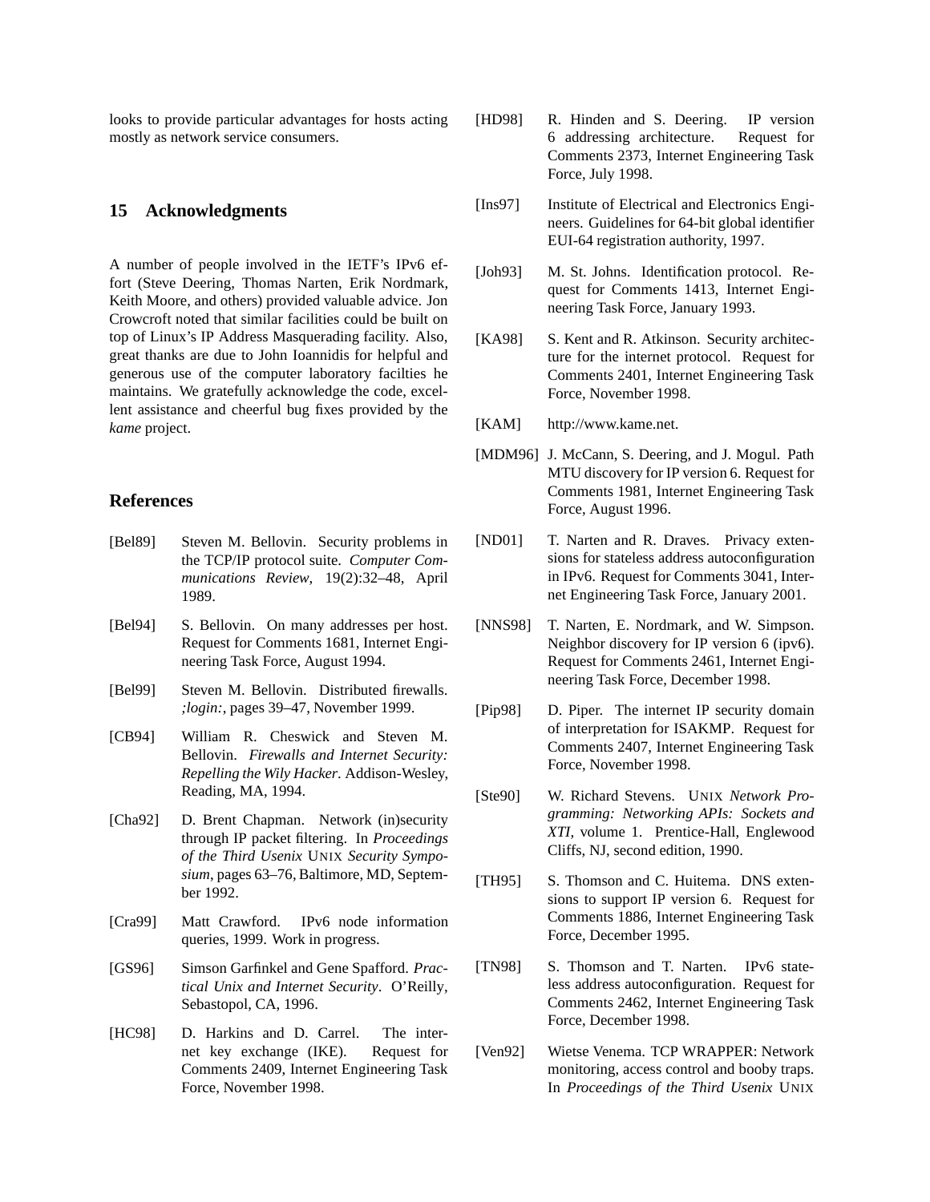looks to provide particular advantages for hosts acting mostly as network service consumers.

## 15 Acknowledgments

A number of people involved in the IETF's IPv6 effort (Steve Deering, Thomas Narten, Erik Nordmark, Keith Moore, and others) provided valuable advice. Jon Crowcroft noted that similar facilities could be built on top of Linux's IP Address Masquerading facility. Also, great thanks are due to John Ioannidis for helpful and generous use of the computer laboratory facilties he maintains. We gratefully acknowledge the code, excellent assistance and cheerful bug fixes provided by the *kame* project.

## References

[Bel89] Steven M. Bellovin. Security problems in the TCP/IP protocol suite. *Computer Communications Review*, 19(2):32–48, April 1989.

[Bel94] S. Bellovin. On many addresses per host. Request for Comments 1681, Internet Engineering Task Force, August 1994.

[Bel99] Steven M. Bellovin. Distributed firewalls. *;login:*, pages 39–47, November 1999.

[CB94] William R. Cheswick and Steven M. Bellovin. *Firewalls and Internet Security: Repelling the Wily Hacker*. Addison-Wesley, Reading, MA, 1994.

[Cha92] D. Brent Chapman. Network (in)security through IP packet filtering. In *Proceedings of the Third Usenix* UNIX *Security Symposium*, pages 63–76, Baltimore, MD, September 1992.

[Cra99] Matt Crawford. IPv6 node information queries, 1999. Work in progress.

[GS96] Simson Garfinkel and Gene Spafford. *Practical Unix and Internet Security*. O'Reilly, Sebastopol, CA, 1996.

[HC98] D. Harkins and D. Carrel. The internet key exchange (IKE). Request for Comments 2409, Internet Engineering Task Force, November 1998.

[HD98] R. Hinden and S. Deering. IP version 6 addressing architecture. Request for Comments 2373, Internet Engineering Task Force, July 1998.

[Ins97] Institute of Electrical and Electronics Engineers. Guidelines for 64-bit global identifier EUI-64 registration authority, 1997.

[Joh93] M. St. Johns. Identification protocol. Request for Comments 1413, Internet Engineering Task Force, January 1993.

[KA98] S. Kent and R. Atkinson. Security architecture for the internet protocol. Request for Comments 2401, Internet Engineering Task Force, November 1998.

[KAM] http://www.kame.net.

[MDM96] J. McCann, S. Deering, and J. Mogul. Path MTU discovery for IP version 6. Request for Comments 1981, Internet Engineering Task Force, August 1996.

[ND01] T. Narten and R. Draves. Privacy extensions for stateless address autoconfiguration in IPv6. Request for Comments 3041, Internet Engineering Task Force, January 2001.

[NNS98] T. Narten, E. Nordmark, and W. Simpson. Neighbor discovery for IP version 6 (ipv6). Request for Comments 2461, Internet Engineering Task Force, December 1998.

[Pip98] D. Piper. The internet IP security domain of interpretation for ISAKMP. Request for Comments 2407, Internet Engineering Task Force, November 1998.

[Ste90] W. Richard Stevens. UNIX *Network Programming: Networking APIs: Sockets and XTI*, volume 1. Prentice-Hall, Englewood Cliffs, NJ, second edition, 1990.

[TH95] S. Thomson and C. Huitema. DNS extensions to support IP version 6. Request for Comments 1886, Internet Engineering Task Force, December 1995.

[TN98] S. Thomson and T. Narten. IPv6 stateless address autoconfiguration. Request for Comments 2462, Internet Engineering Task Force, December 1998.

[Ven92] Wietse Venema. TCP WRAPPER: Network monitoring, access control and booby traps. In *Proceedings of the Third Usenix* UNIX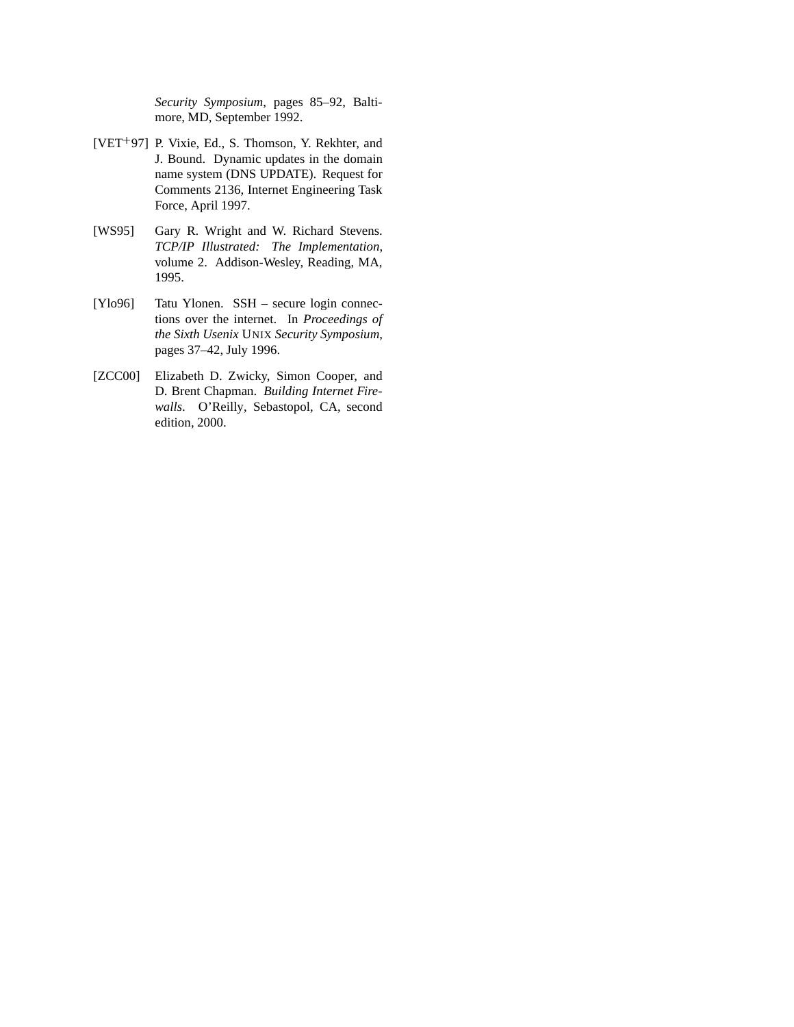*Security Symposium*, pages 85–92, Baltimore, MD, September 1992.

[VET+97] P. Vixie, Ed., S. Thomson, Y. Rekhter, and J. Bound. Dynamic updates in the domain name system (DNS UPDATE). Request for Comments 2136, Internet Engineering Task Force, April 1997.

[WS95] Gary R. Wright and W. Richard Stevens. *TCP/IP Illustrated: The Implementation*, volume 2. Addison-Wesley, Reading, MA, 1995.

[Ylo96] Tatu Ylonen. SSH – secure login connections over the internet. In *Proceedings of the Sixth Usenix* UNIX *Security Symposium*, pages 37–42, July 1996.

[ZCC00] Elizabeth D. Zwicky, Simon Cooper, and D. Brent Chapman. *Building Internet Firewalls*. O'Reilly, Sebastopol, CA, second edition, 2000.